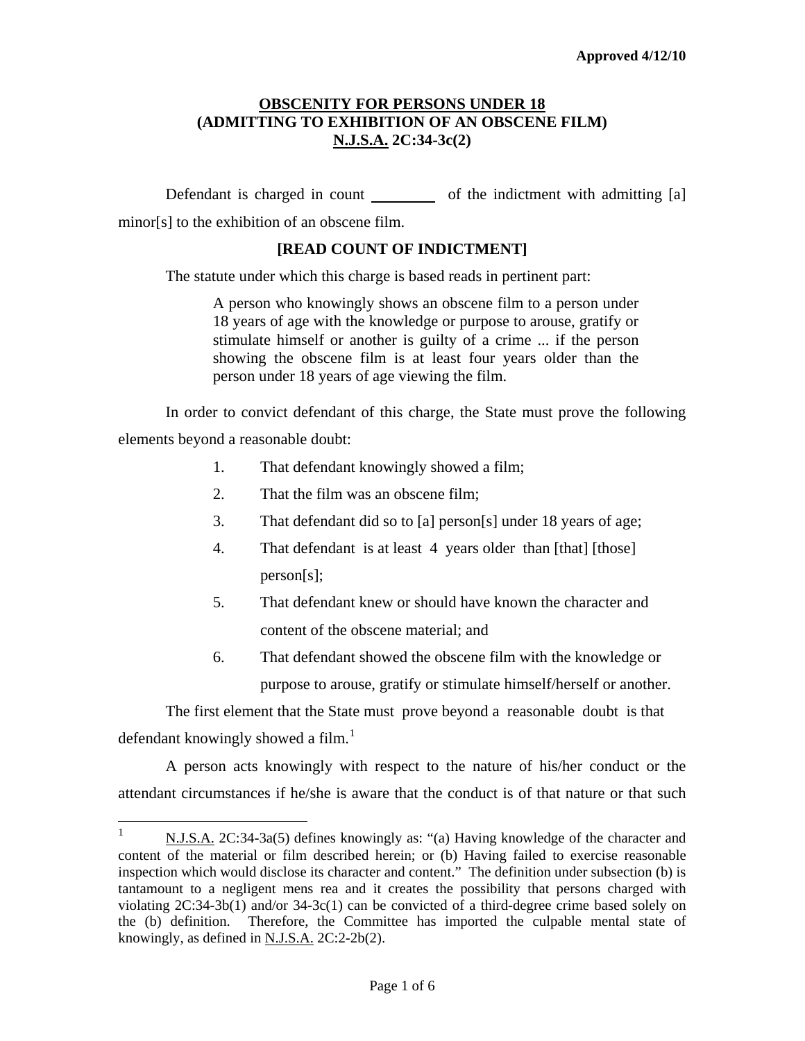Approved 4/12/10

**<u>OBSCENITY FOR PERSONS UNDER 18</u>**
**(ADMITTING TO EXHIBITION OF AN OBSCENE FILM)**
**<u>N.J.S.A.</u> 2C:34-3c(2)**

Defendant is charged in count ________ of the indictment with admitting [a] minor[s] to the exhibition of an obscene film.

**[READ COUNT OF INDICTMENT]**

The statute under which this charge is based reads in pertinent part:

> A person who knowingly shows an obscene film to a person under 18 years of age with the knowledge or purpose to arouse, gratify or stimulate himself or another is guilty of a crime ... if the person showing the obscene film is at least four years older than the person under 18 years of age viewing the film.

In order to convict defendant of this charge, the State must prove the following elements beyond a reasonable doubt:

1. That defendant knowingly showed a film;
2. That the film was an obscene film;
3. That defendant did so to [a] person[s] under 18 years of age;
4. That defendant is at least 4 years older than [that] [those] person[s];
5. That defendant knew or should have known the character and content of the obscene material; and
6. That defendant showed the obscene film with the knowledge or purpose to arouse, gratify or stimulate himself/herself or another.

The first element that the State must prove beyond a reasonable doubt is that defendant knowingly showed a film.[1]

A person acts knowingly with respect to the nature of his/her conduct or the attendant circumstances if he/she is aware that the conduct is of that nature or that such

---

[1] <u>N.J.S.A.</u> 2C:34-3a(5) defines knowingly as: "(a) Having knowledge of the character and content of the material or film described herein; or (b) Having failed to exercise reasonable inspection which would disclose its character and content." The definition under subsection (b) is tantamount to a negligent mens rea and it creates the possibility that persons charged with violating 2C:34-3b(1) and/or 34-3c(1) can be convicted of a third-degree crime based solely on the (b) definition. Therefore, the Committee has imported the culpable mental state of knowingly, as defined in <u>N.J.S.A.</u> 2C:2-2b(2).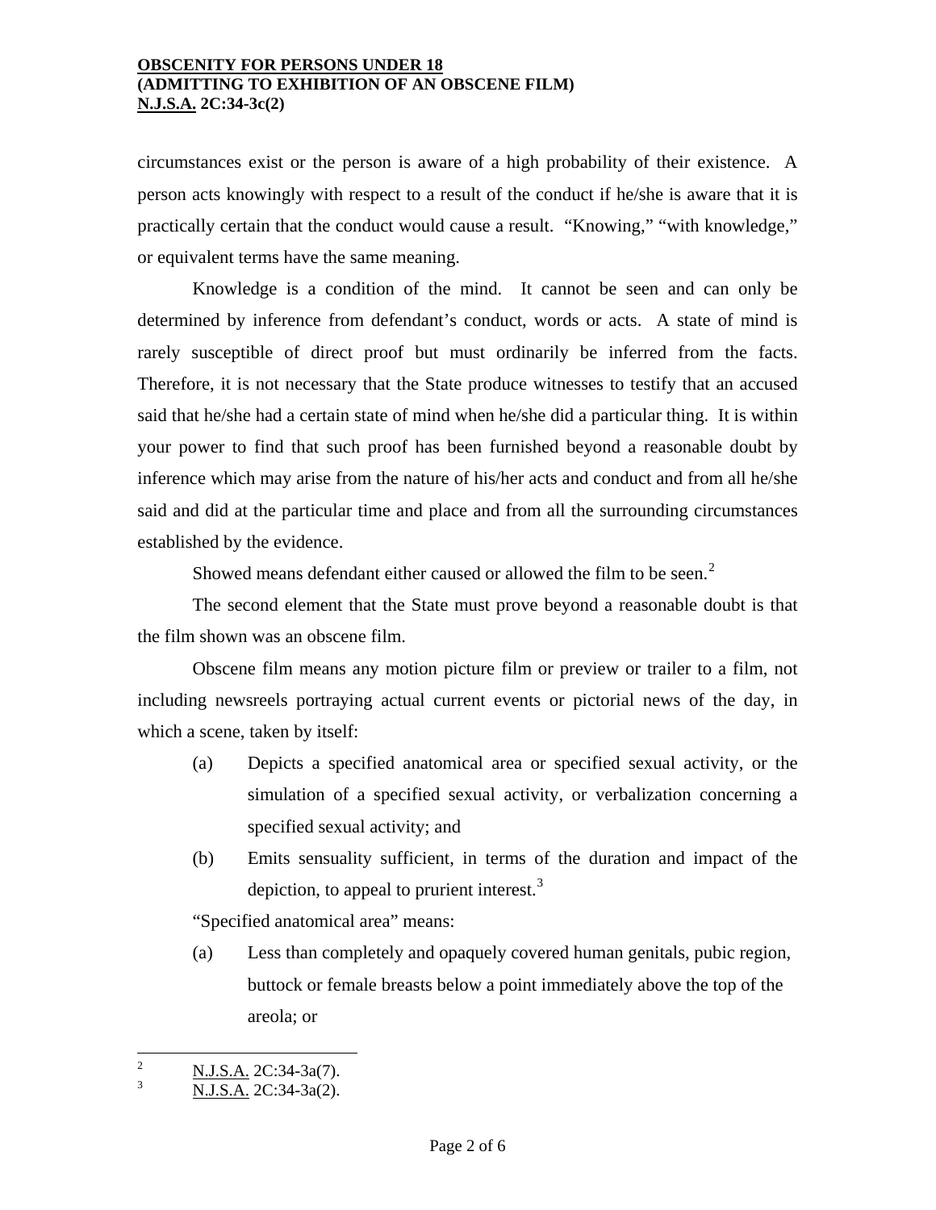circumstances exist or the person is aware of a high probability of their existence. A person acts knowingly with respect to a result of the conduct if he/she is aware that it is practically certain that the conduct would cause a result. "Knowing," "with knowledge," or equivalent terms have the same meaning.

Knowledge is a condition of the mind. It cannot be seen and can only be determined by inference from defendant's conduct, words or acts. A state of mind is rarely susceptible of direct proof but must ordinarily be inferred from the facts. Therefore, it is not necessary that the State produce witnesses to testify that an accused said that he/she had a certain state of mind when he/she did a particular thing. It is within your power to find that such proof has been furnished beyond a reasonable doubt by inference which may arise from the nature of his/her acts and conduct and from all he/she said and did at the particular time and place and from all the surrounding circumstances established by the evidence.

Showed means defendant either caused or allowed the film to be seen.[2]

The second element that the State must prove beyond a reasonable doubt is that the film shown was an obscene film.

Obscene film means any motion picture film or preview or trailer to a film, not including newsreels portraying actual current events or pictorial news of the day, in which a scene, taken by itself:

(a) Depicts a specified anatomical area or specified sexual activity, or the simulation of a specified sexual activity, or verbalization concerning a specified sexual activity; and

(b) Emits sensuality sufficient, in terms of the duration and impact of the depiction, to appeal to prurient interest.[3]

"Specified anatomical area" means:

(a) Less than completely and opaquely covered human genitals, pubic region, buttock or female breasts below a point immediately above the top of the areola; or

---

[2] N.J.S.A. 2C:34-3a(7).

[3] N.J.S.A. 2C:34-3a(2).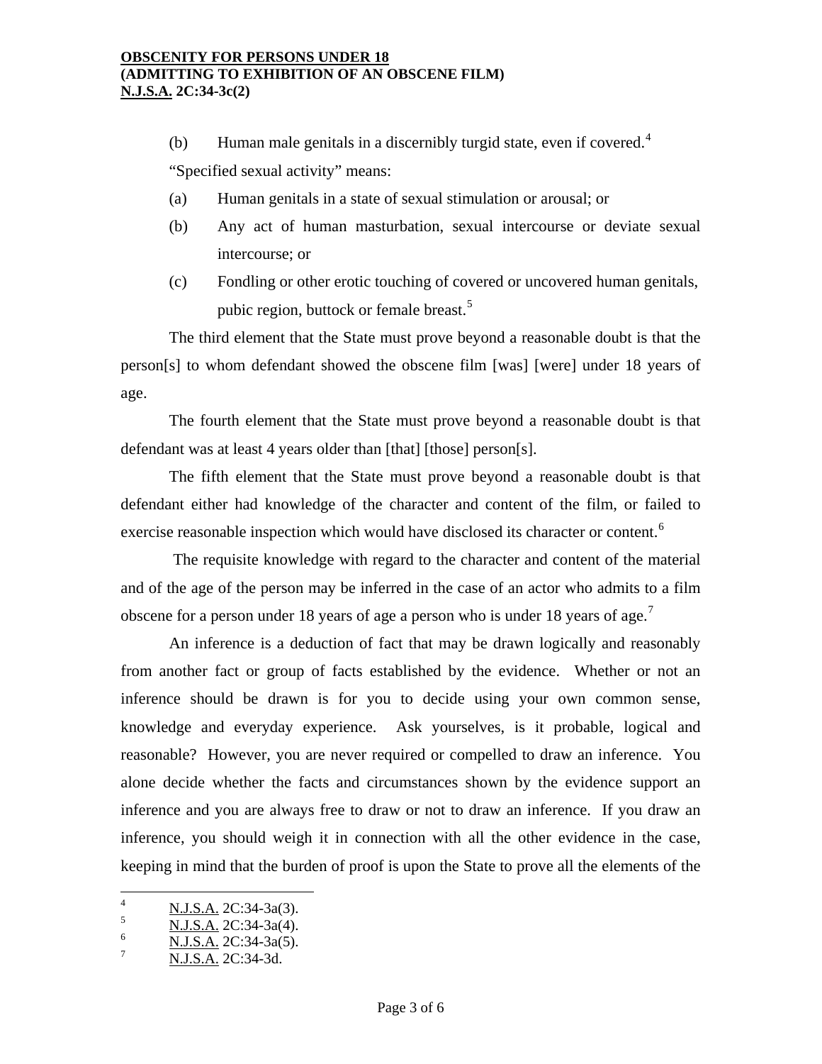(b) Human male genitals in a discernibly turgid state, even if covered.[4]

"Specified sexual activity" means:

(a) Human genitals in a state of sexual stimulation or arousal; or

(b) Any act of human masturbation, sexual intercourse or deviate sexual intercourse; or

(c) Fondling or other erotic touching of covered or uncovered human genitals, pubic region, buttock or female breast.[5]

The third element that the State must prove beyond a reasonable doubt is that the person[s] to whom defendant showed the obscene film [was] [were] under 18 years of age.

The fourth element that the State must prove beyond a reasonable doubt is that defendant was at least 4 years older than [that] [those] person[s].

The fifth element that the State must prove beyond a reasonable doubt is that defendant either had knowledge of the character and content of the film, or failed to exercise reasonable inspection which would have disclosed its character or content.[6]

The requisite knowledge with regard to the character and content of the material and of the age of the person may be inferred in the case of an actor who admits to a film obscene for a person under 18 years of age a person who is under 18 years of age.[7]

An inference is a deduction of fact that may be drawn logically and reasonably from another fact or group of facts established by the evidence. Whether or not an inference should be drawn is for you to decide using your own common sense, knowledge and everyday experience. Ask yourselves, is it probable, logical and reasonable? However, you are never required or compelled to draw an inference. You alone decide whether the facts and circumstances shown by the evidence support an inference and you are always free to draw or not to draw an inference. If you draw an inference, you should weigh it in connection with all the other evidence in the case, keeping in mind that the burden of proof is upon the State to prove all the elements of the

---

[4] N.J.S.A. 2C:34-3a(3).

[5] N.J.S.A. 2C:34-3a(4).

[6] N.J.S.A. 2C:34-3a(5).

[7] N.J.S.A. 2C:34-3d.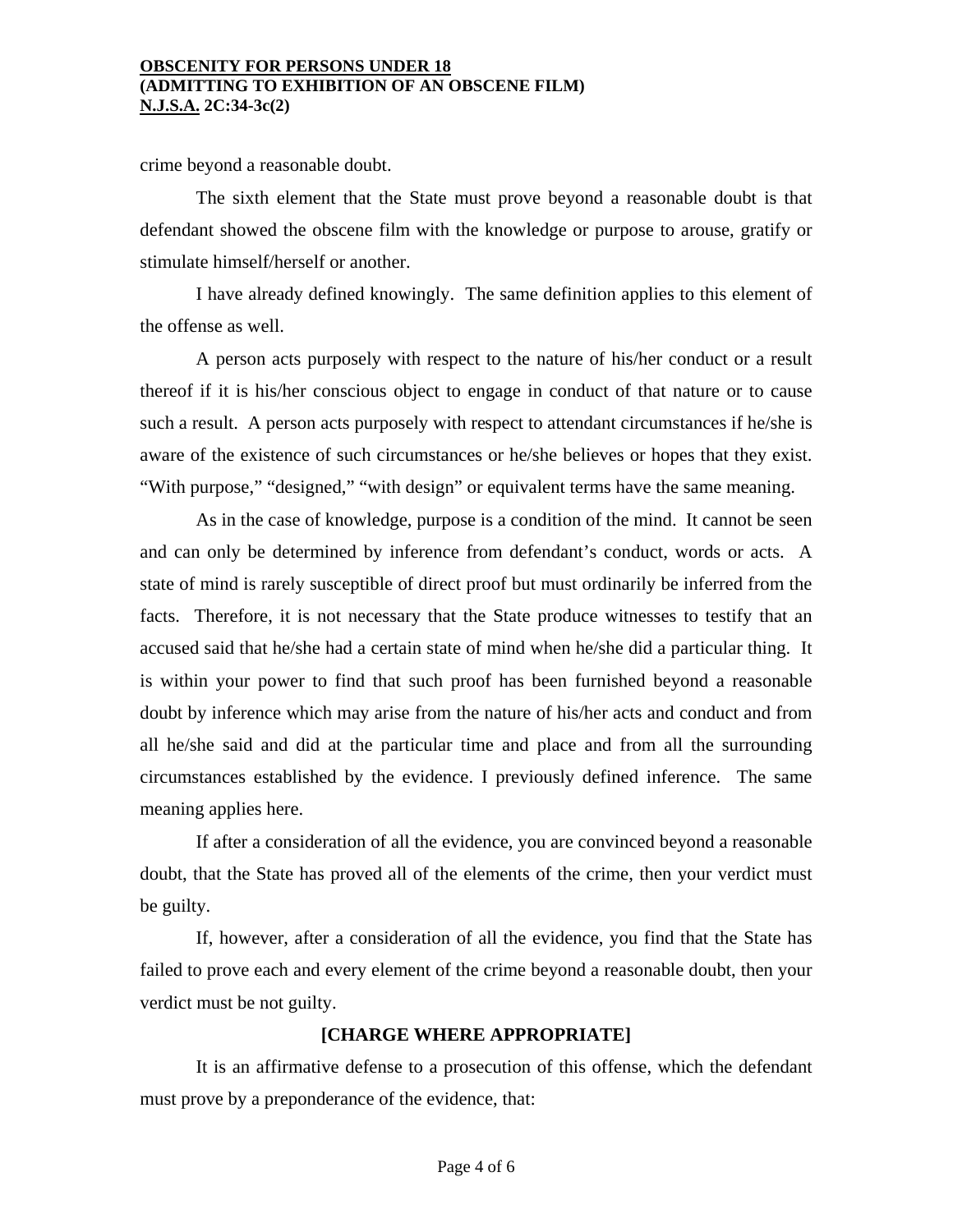crime beyond a reasonable doubt.

The sixth element that the State must prove beyond a reasonable doubt is that defendant showed the obscene film with the knowledge or purpose to arouse, gratify or stimulate himself/herself or another.

I have already defined knowingly. The same definition applies to this element of the offense as well.

A person acts purposely with respect to the nature of his/her conduct or a result thereof if it is his/her conscious object to engage in conduct of that nature or to cause such a result. A person acts purposely with respect to attendant circumstances if he/she is aware of the existence of such circumstances or he/she believes or hopes that they exist. "With purpose," "designed," "with design" or equivalent terms have the same meaning.

As in the case of knowledge, purpose is a condition of the mind. It cannot be seen and can only be determined by inference from defendant's conduct, words or acts. A state of mind is rarely susceptible of direct proof but must ordinarily be inferred from the facts. Therefore, it is not necessary that the State produce witnesses to testify that an accused said that he/she had a certain state of mind when he/she did a particular thing. It is within your power to find that such proof has been furnished beyond a reasonable doubt by inference which may arise from the nature of his/her acts and conduct and from all he/she said and did at the particular time and place and from all the surrounding circumstances established by the evidence. I previously defined inference. The same meaning applies here.

If after a consideration of all the evidence, you are convinced beyond a reasonable doubt, that the State has proved all of the elements of the crime, then your verdict must be guilty.

If, however, after a consideration of all the evidence, you find that the State has failed to prove each and every element of the crime beyond a reasonable doubt, then your verdict must be not guilty.

**[CHARGE WHERE APPROPRIATE]**

It is an affirmative defense to a prosecution of this offense, which the defendant must prove by a preponderance of the evidence, that: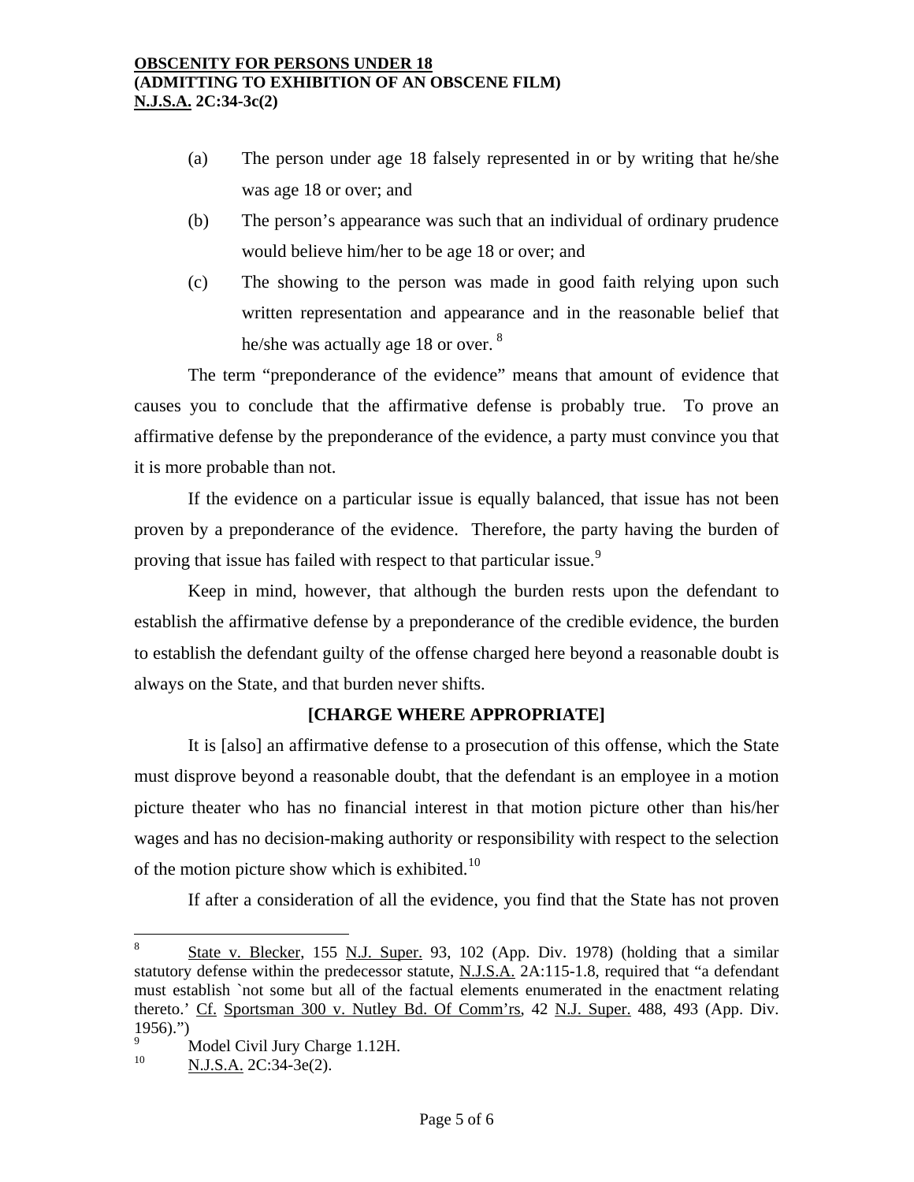(a) The person under age 18 falsely represented in or by writing that he/she was age 18 or over; and

(b) The person's appearance was such that an individual of ordinary prudence would believe him/her to be age 18 or over; and

(c) The showing to the person was made in good faith relying upon such written representation and appearance and in the reasonable belief that he/she was actually age 18 or over. [8]

The term "preponderance of the evidence" means that amount of evidence that causes you to conclude that the affirmative defense is probably true. To prove an affirmative defense by the preponderance of the evidence, a party must convince you that it is more probable than not.

If the evidence on a particular issue is equally balanced, that issue has not been proven by a preponderance of the evidence. Therefore, the party having the burden of proving that issue has failed with respect to that particular issue.[9]

Keep in mind, however, that although the burden rests upon the defendant to establish the affirmative defense by a preponderance of the credible evidence, the burden to establish the defendant guilty of the offense charged here beyond a reasonable doubt is always on the State, and that burden never shifts.

**[CHARGE WHERE APPROPRIATE]**

It is [also] an affirmative defense to a prosecution of this offense, which the State must disprove beyond a reasonable doubt, that the defendant is an employee in a motion picture theater who has no financial interest in that motion picture other than his/her wages and has no decision-making authority or responsibility with respect to the selection of the motion picture show which is exhibited.[10]

If after a consideration of all the evidence, you find that the State has not proven

---

[8] State v. Blecker, 155 N.J. Super. 93, 102 (App. Div. 1978) (holding that a similar statutory defense within the predecessor statute, N.J.S.A. 2A:115-1.8, required that "a defendant must establish `not some but all of the factual elements enumerated in the enactment relating thereto.' Cf. Sportsman 300 v. Nutley Bd. Of Comm'rs, 42 N.J. Super. 488, 493 (App. Div. 1956).")

[9] Model Civil Jury Charge 1.12H.

[10] N.J.S.A. 2C:34-3e(2).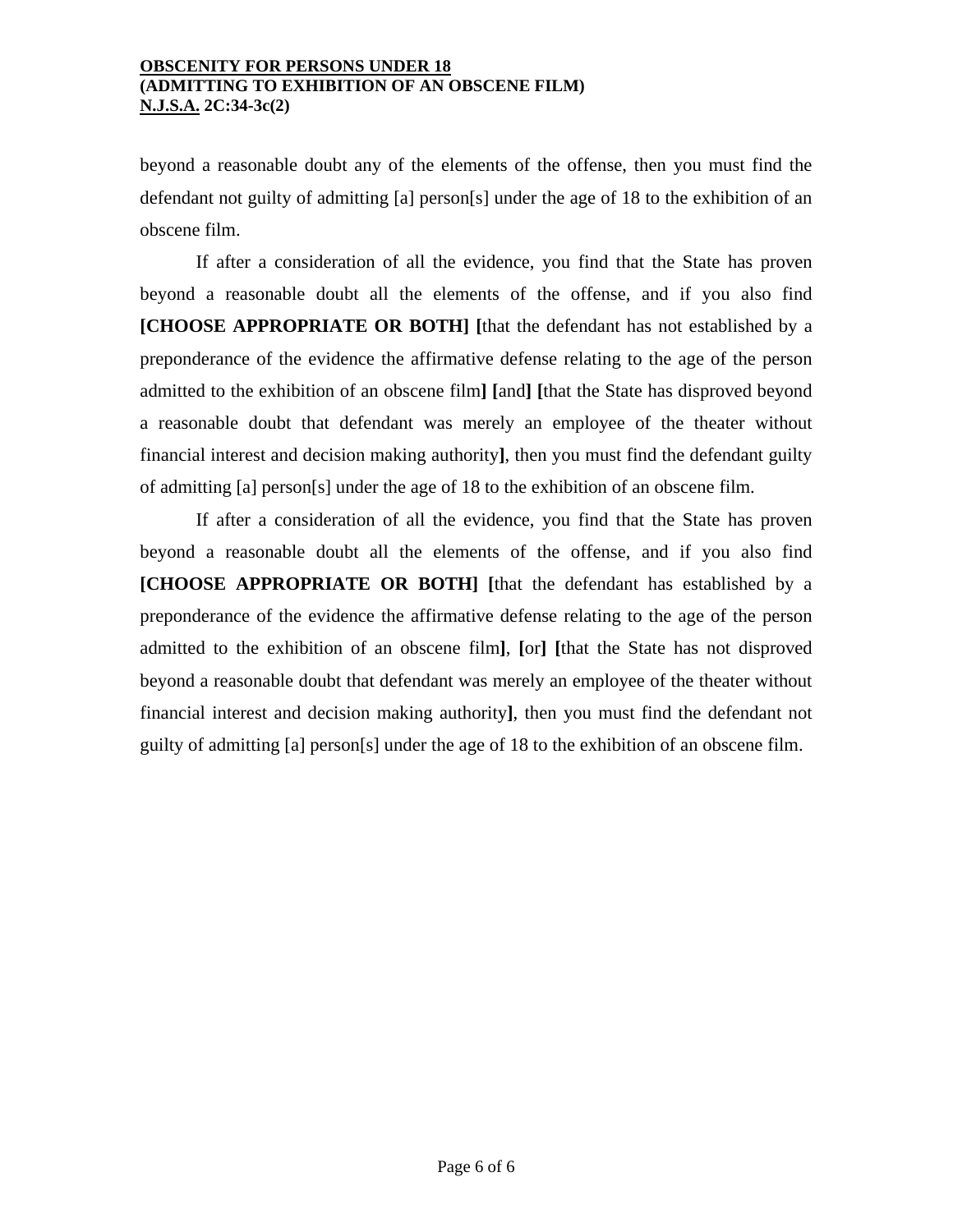beyond a reasonable doubt any of the elements of the offense, then you must find the defendant not guilty of admitting [a] person[s] under the age of 18 to the exhibition of an obscene film.

If after a consideration of all the evidence, you find that the State has proven beyond a reasonable doubt all the elements of the offense, and if you also find **[CHOOSE APPROPRIATE OR BOTH] [**that the defendant has not established by a preponderance of the evidence the affirmative defense relating to the age of the person admitted to the exhibition of an obscene film**] [**and**] [**that the State has disproved beyond a reasonable doubt that defendant was merely an employee of the theater without financial interest and decision making authority**]**, then you must find the defendant guilty of admitting [a] person[s] under the age of 18 to the exhibition of an obscene film.

If after a consideration of all the evidence, you find that the State has proven beyond a reasonable doubt all the elements of the offense, and if you also find **[CHOOSE APPROPRIATE OR BOTH] [**that the defendant has established by a preponderance of the evidence the affirmative defense relating to the age of the person admitted to the exhibition of an obscene film**]**, **[**or**] [**that the State has not disproved beyond a reasonable doubt that defendant was merely an employee of the theater without financial interest and decision making authority**]**, then you must find the defendant not guilty of admitting [a] person[s] under the age of 18 to the exhibition of an obscene film.